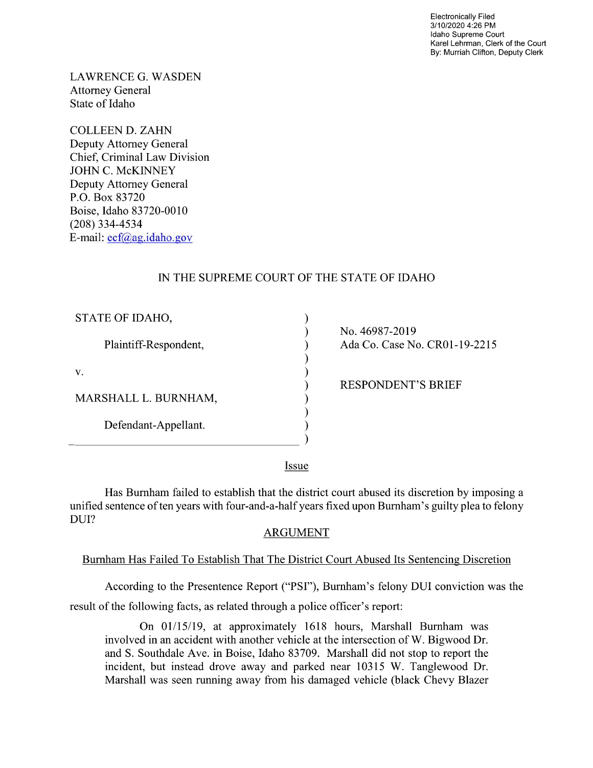Electronically Filed
3/10/2020 4:26 PM
Idaho Supreme Court
Karel Lehrman, Clerk of the Court
By: Murriah Clifton, Deputy Clerk

LAWRENCE G. WASDEN
Attorney General
State of Idaho

COLLEEN D. ZAHN
Deputy Attorney General
Chief, Criminal Law Division
JOHN C. McKINNEY
Deputy Attorney General
P.O. Box 83720
Boise, Idaho 83720-0010
(208) 334-4534
E-mail: ecf@ag.idaho.gov

IN THE SUPREME COURT OF THE STATE OF IDAHO

| | |
|---|---|
| STATE OF IDAHO, | No. 46987-2019 |
| Plaintiff-Respondent, | Ada Co. Case No. CR01-19-2215 |
| v. | |
| MARSHALL L. BURNHAM, | RESPONDENT'S BRIEF |
| Defendant-Appellant. | |

## Issue

Has Burnham failed to establish that the district court abused its discretion by imposing a unified sentence of ten years with four-and-a-half years fixed upon Burnham's guilty plea to felony DUI?

## ARGUMENT

### Burnham Has Failed To Establish That The District Court Abused Its Sentencing Discretion

According to the Presentence Report ("PSI"), Burnham's felony DUI conviction was the result of the following facts, as related through a police officer's report:

> On 01/15/19, at approximately 1618 hours, Marshall Burnham was involved in an accident with another vehicle at the intersection of W. Bigwood Dr. and S. Southdale Ave. in Boise, Idaho 83709. Marshall did not stop to report the incident, but instead drove away and parked near 10315 W. Tanglewood Dr. Marshall was seen running away from his damaged vehicle (black Chevy Blazer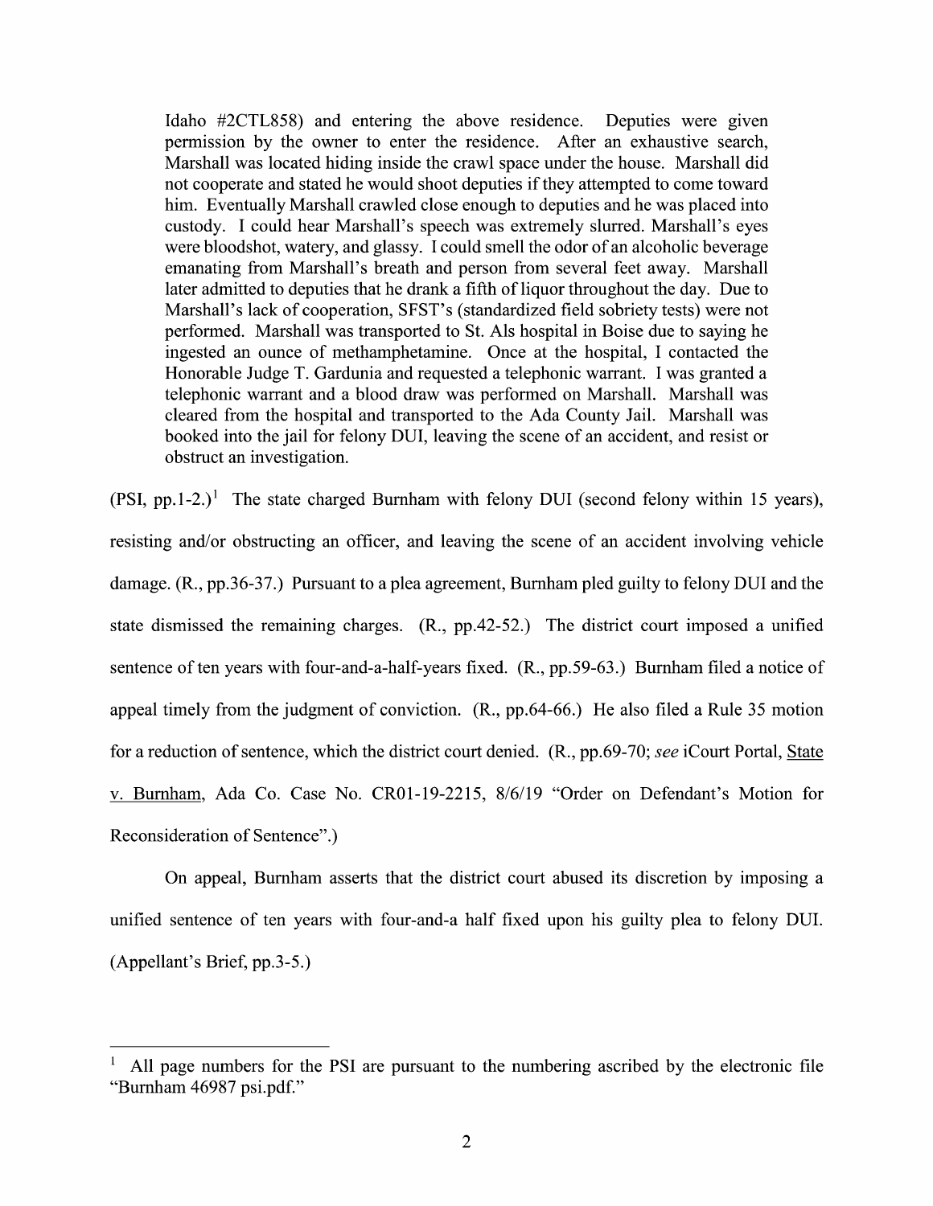> Idaho #2CTL858) and entering the above residence. Deputies were given permission by the owner to enter the residence. After an exhaustive search, Marshall was located hiding inside the crawl space under the house. Marshall did not cooperate and stated he would shoot deputies if they attempted to come toward him. Eventually Marshall crawled close enough to deputies and he was placed into custody. I could hear Marshall's speech was extremely slurred. Marshall's eyes were bloodshot, watery, and glassy. I could smell the odor of an alcoholic beverage emanating from Marshall's breath and person from several feet away. Marshall later admitted to deputies that he drank a fifth of liquor throughout the day. Due to Marshall's lack of cooperation, SFST's (standardized field sobriety tests) were not performed. Marshall was transported to St. Als hospital in Boise due to saying he ingested an ounce of methamphetamine. Once at the hospital, I contacted the Honorable Judge T. Gardunia and requested a telephonic warrant. I was granted a telephonic warrant and a blood draw was performed on Marshall. Marshall was cleared from the hospital and transported to the Ada County Jail. Marshall was booked into the jail for felony DUI, leaving the scene of an accident, and resist or obstruct an investigation.

(PSI, pp.1-2.)[1] The state charged Burnham with felony DUI (second felony within 15 years), resisting and/or obstructing an officer, and leaving the scene of an accident involving vehicle damage. (R., pp.36-37.) Pursuant to a plea agreement, Burnham pled guilty to felony DUI and the state dismissed the remaining charges. (R., pp.42-52.) The district court imposed a unified sentence of ten years with four-and-a-half-years fixed. (R., pp.59-63.) Burnham filed a notice of appeal timely from the judgment of conviction. (R., pp.64-66.) He also filed a Rule 35 motion for a reduction of sentence, which the district court denied. (R., pp.69-70; *see* iCourt Portal, State v. Burnham, Ada Co. Case No. CR01-19-2215, 8/6/19 "Order on Defendant's Motion for Reconsideration of Sentence".)

On appeal, Burnham asserts that the district court abused its discretion by imposing a unified sentence of ten years with four-and-a half fixed upon his guilty plea to felony DUI. (Appellant's Brief, pp.3-5.)

---

[1] All page numbers for the PSI are pursuant to the numbering ascribed by the electronic file "Burnham 46987 psi.pdf."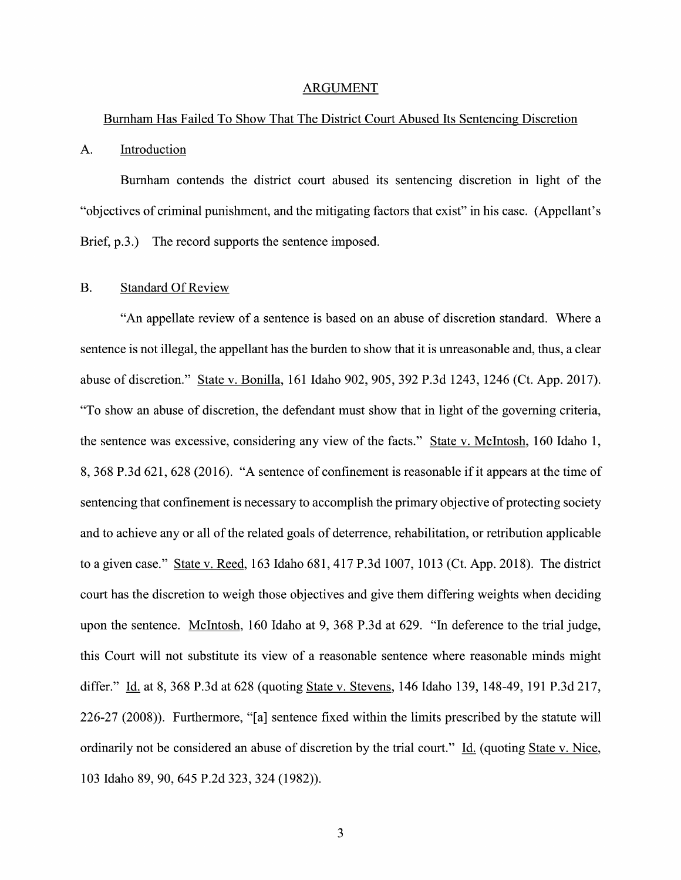## ARGUMENT

### Burnham Has Failed To Show That The District Court Abused Its Sentencing Discretion

### A. Introduction

Burnham contends the district court abused its sentencing discretion in light of the "objectives of criminal punishment, and the mitigating factors that exist" in his case. (Appellant's Brief, p.3.) The record supports the sentence imposed.

### B. Standard Of Review

"An appellate review of a sentence is based on an abuse of discretion standard. Where a sentence is not illegal, the appellant has the burden to show that it is unreasonable and, thus, a clear abuse of discretion." State v. Bonilla, 161 Idaho 902, 905, 392 P.3d 1243, 1246 (Ct. App. 2017). "To show an abuse of discretion, the defendant must show that in light of the governing criteria, the sentence was excessive, considering any view of the facts." State v. McIntosh, 160 Idaho 1, 8, 368 P.3d 621, 628 (2016). "A sentence of confinement is reasonable if it appears at the time of sentencing that confinement is necessary to accomplish the primary objective of protecting society and to achieve any or all of the related goals of deterrence, rehabilitation, or retribution applicable to a given case." State v. Reed, 163 Idaho 681, 417 P.3d 1007, 1013 (Ct. App. 2018). The district court has the discretion to weigh those objectives and give them differing weights when deciding upon the sentence. McIntosh, 160 Idaho at 9, 368 P.3d at 629. "In deference to the trial judge, this Court will not substitute its view of a reasonable sentence where reasonable minds might differ." Id. at 8, 368 P.3d at 628 (quoting State v. Stevens, 146 Idaho 139, 148-49, 191 P.3d 217, 226-27 (2008)). Furthermore, "[a] sentence fixed within the limits prescribed by the statute will ordinarily not be considered an abuse of discretion by the trial court." Id. (quoting State v. Nice, 103 Idaho 89, 90, 645 P.2d 323, 324 (1982)).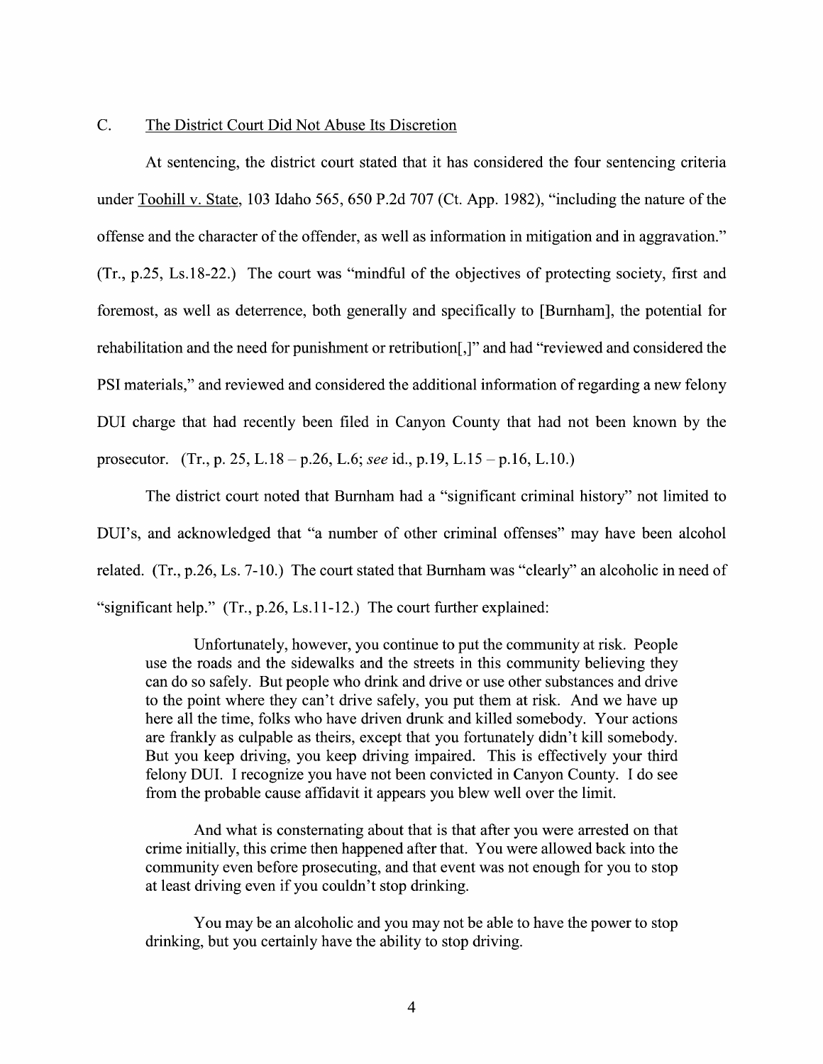## C. <u>The District Court Did Not Abuse Its Discretion</u>

At sentencing, the district court stated that it has considered the four sentencing criteria under <u>Toohill v. State</u>, 103 Idaho 565, 650 P.2d 707 (Ct. App. 1982), "including the nature of the offense and the character of the offender, as well as information in mitigation and in aggravation." (Tr., p.25, Ls.18-22.) The court was "mindful of the objectives of protecting society, first and foremost, as well as deterrence, both generally and specifically to [Burnham], the potential for rehabilitation and the need for punishment or retribution[,]" and had "reviewed and considered the PSI materials," and reviewed and considered the additional information of regarding a new felony DUI charge that had recently been filed in Canyon County that had not been known by the prosecutor. (Tr., p. 25, L.18 – p.26, L.6; *see* id., p.19, L.15 – p.16, L.10.)

The district court noted that Burnham had a "significant criminal history" not limited to DUI's, and acknowledged that "a number of other criminal offenses" may have been alcohol related. (Tr., p.26, Ls. 7-10.) The court stated that Burnham was "clearly" an alcoholic in need of "significant help." (Tr., p.26, Ls.11-12.) The court further explained:

> Unfortunately, however, you continue to put the community at risk. People use the roads and the sidewalks and the streets in this community believing they can do so safely. But people who drink and drive or use other substances and drive to the point where they can't drive safely, you put them at risk. And we have up here all the time, folks who have driven drunk and killed somebody. Your actions are frankly as culpable as theirs, except that you fortunately didn't kill somebody. But you keep driving, you keep driving impaired. This is effectively your third felony DUI. I recognize you have not been convicted in Canyon County. I do see from the probable cause affidavit it appears you blew well over the limit.
>
> And what is consternating about that is that after you were arrested on that crime initially, this crime then happened after that. You were allowed back into the community even before prosecuting, and that event was not enough for you to stop at least driving even if you couldn't stop drinking.
>
> You may be an alcoholic and you may not be able to have the power to stop drinking, but you certainly have the ability to stop driving.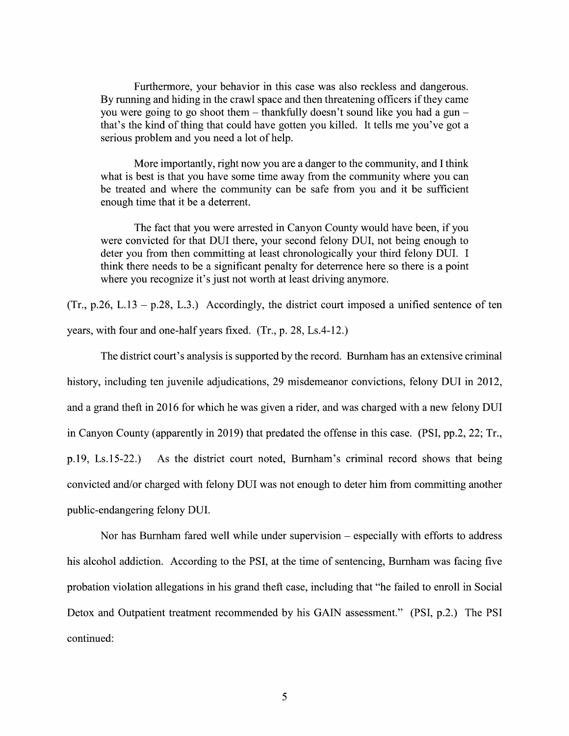> Furthermore, your behavior in this case was also reckless and dangerous. By running and hiding in the crawl space and then threatening officers if they came you were going to go shoot them – thankfully doesn't sound like you had a gun – that's the kind of thing that could have gotten you killed. It tells me you've got a serious problem and you need a lot of help.
>
> More importantly, right now you are a danger to the community, and I think what is best is that you have some time away from the community where you can be treated and where the community can be safe from you and it be sufficient enough time that it be a deterrent.
>
> The fact that you were arrested in Canyon County would have been, if you were convicted for that DUI there, your second felony DUI, not being enough to deter you from then committing at least chronologically your third felony DUI. I think there needs to be a significant penalty for deterrence here so there is a point where you recognize it's just not worth at least driving anymore.

(Tr., p.26, L.13 – p.28, L.3.) Accordingly, the district court imposed a unified sentence of ten years, with four and one-half years fixed. (Tr., p. 28, Ls.4-12.)

The district court's analysis is supported by the record. Burnham has an extensive criminal history, including ten juvenile adjudications, 29 misdemeanor convictions, felony DUI in 2012, and a grand theft in 2016 for which he was given a rider, and was charged with a new felony DUI in Canyon County (apparently in 2019) that predated the offense in this case. (PSI, pp.2, 22; Tr., p.19, Ls.15-22.) As the district court noted, Burnham's criminal record shows that being convicted and/or charged with felony DUI was not enough to deter him from committing another public-endangering felony DUI.

Nor has Burnham fared well while under supervision – especially with efforts to address his alcohol addiction. According to the PSI, at the time of sentencing, Burnham was facing five probation violation allegations in his grand theft case, including that "he failed to enroll in Social Detox and Outpatient treatment recommended by his GAIN assessment." (PSI, p.2.) The PSI continued: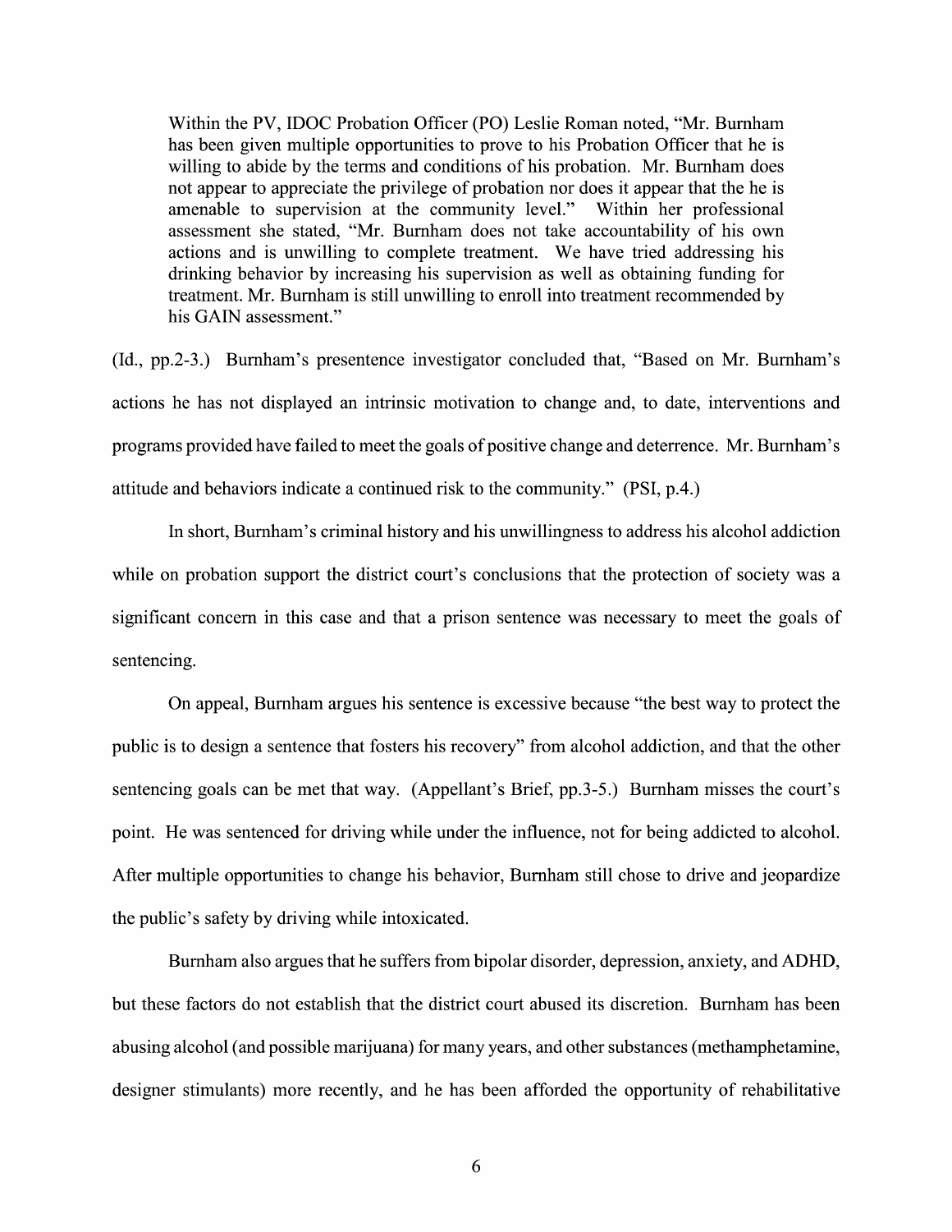> Within the PV, IDOC Probation Officer (PO) Leslie Roman noted, "Mr. Burnham has been given multiple opportunities to prove to his Probation Officer that he is willing to abide by the terms and conditions of his probation. Mr. Burnham does not appear to appreciate the privilege of probation nor does it appear that the he is amenable to supervision at the community level." Within her professional assessment she stated, "Mr. Burnham does not take accountability of his own actions and is unwilling to complete treatment. We have tried addressing his drinking behavior by increasing his supervision as well as obtaining funding for treatment. Mr. Burnham is still unwilling to enroll into treatment recommended by his GAIN assessment."

(Id., pp.2-3.) Burnham's presentence investigator concluded that, "Based on Mr. Burnham's actions he has not displayed an intrinsic motivation to change and, to date, interventions and programs provided have failed to meet the goals of positive change and deterrence. Mr. Burnham's attitude and behaviors indicate a continued risk to the community." (PSI, p.4.)

In short, Burnham's criminal history and his unwillingness to address his alcohol addiction while on probation support the district court's conclusions that the protection of society was a significant concern in this case and that a prison sentence was necessary to meet the goals of sentencing.

On appeal, Burnham argues his sentence is excessive because "the best way to protect the public is to design a sentence that fosters his recovery" from alcohol addiction, and that the other sentencing goals can be met that way. (Appellant's Brief, pp.3-5.) Burnham misses the court's point. He was sentenced for driving while under the influence, not for being addicted to alcohol. After multiple opportunities to change his behavior, Burnham still chose to drive and jeopardize the public's safety by driving while intoxicated.

Burnham also argues that he suffers from bipolar disorder, depression, anxiety, and ADHD, but these factors do not establish that the district court abused its discretion. Burnham has been abusing alcohol (and possible marijuana) for many years, and other substances (methamphetamine, designer stimulants) more recently, and he has been afforded the opportunity of rehabilitative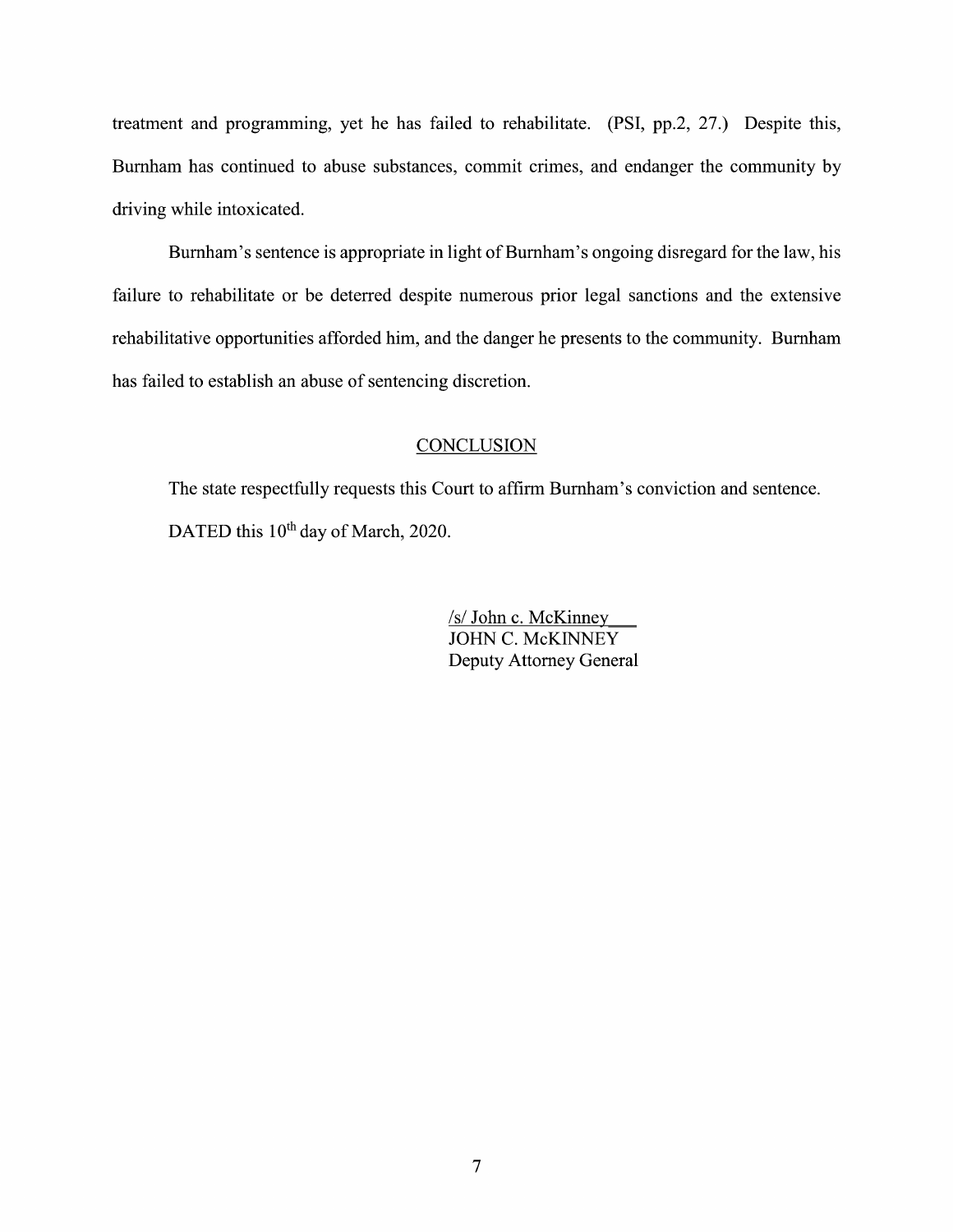treatment and programming, yet he has failed to rehabilitate. (PSI, pp.2, 27.) Despite this, Burnham has continued to abuse substances, commit crimes, and endanger the community by driving while intoxicated.

Burnham's sentence is appropriate in light of Burnham's ongoing disregard for the law, his failure to rehabilitate or be deterred despite numerous prior legal sanctions and the extensive rehabilitative opportunities afforded him, and the danger he presents to the community. Burnham has failed to establish an abuse of sentencing discretion.

## CONCLUSION

The state respectfully requests this Court to affirm Burnham's conviction and sentence.

DATED this 10th day of March, 2020.

/s/ John c. McKinney  
JOHN C. McKINNEY  
Deputy Attorney General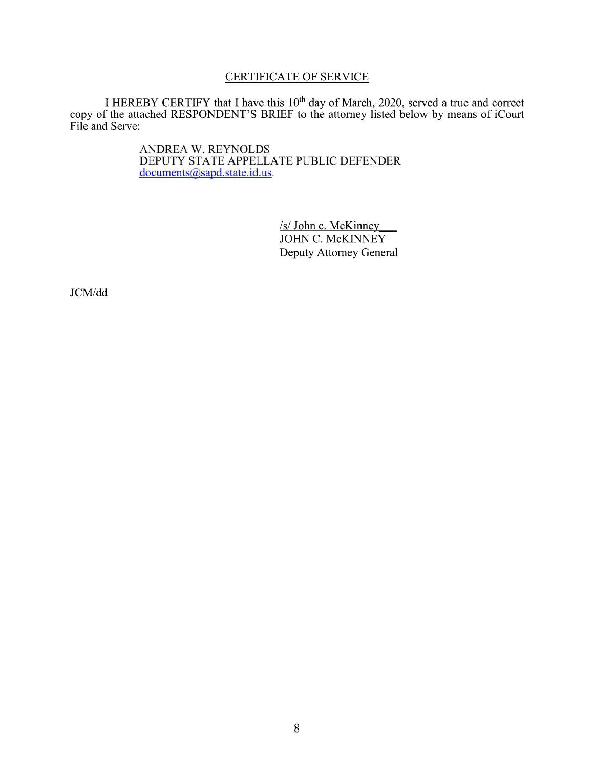## CERTIFICATE OF SERVICE

I HEREBY CERTIFY that I have this 10th day of March, 2020, served a true and correct copy of the attached RESPONDENT'S BRIEF to the attorney listed below by means of iCourt File and Serve:

ANDREA W. REYNOLDS
DEPUTY STATE APPELLATE PUBLIC DEFENDER
documents@sapd.state.id.us.

/s/ John c. McKinney___
JOHN C. McKINNEY
Deputy Attorney General

JCM/dd